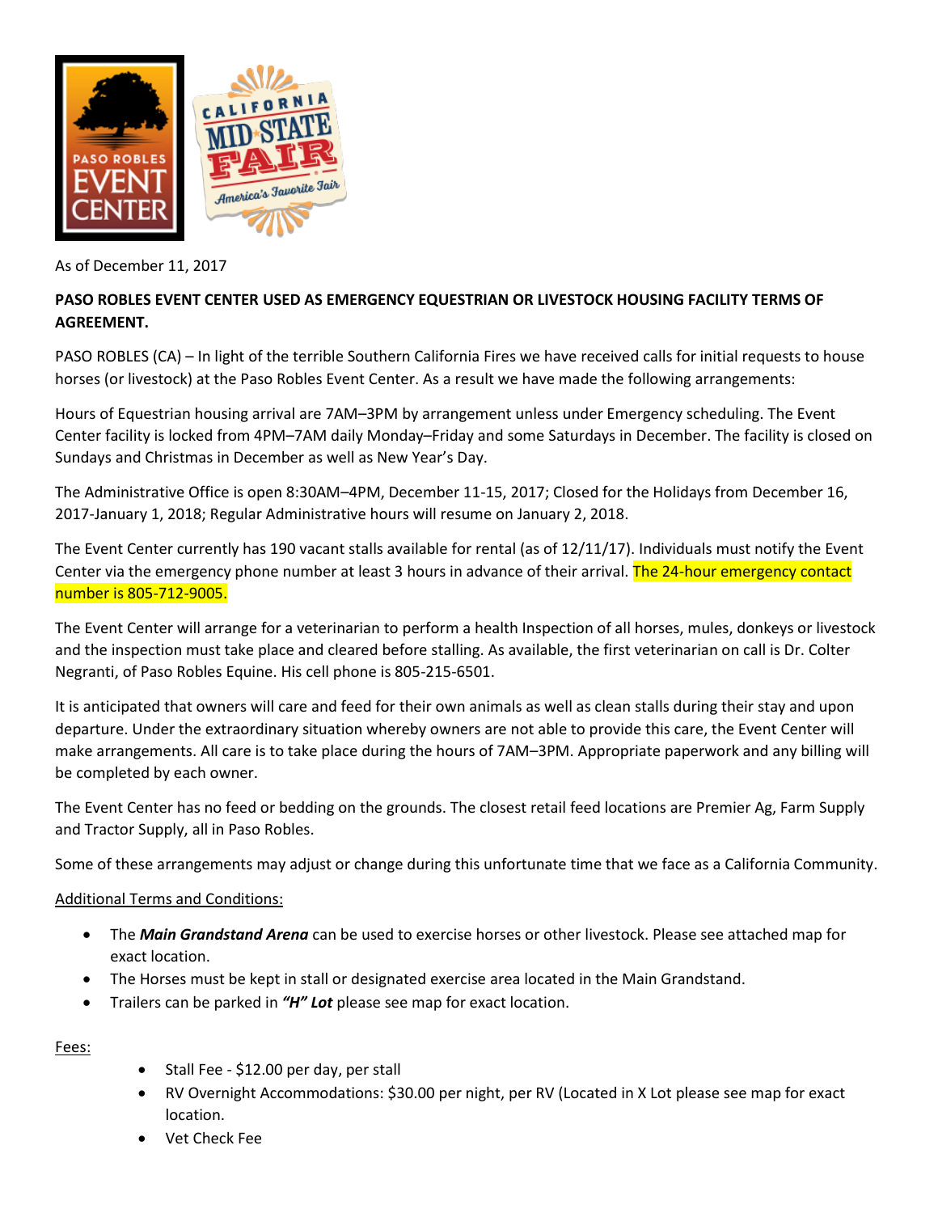As of December 11, 2017

**PASO ROBLES EVENT CENTER USED AS EMERGENCY EQUESTRIAN OR LIVESTOCK HOUSING FACILITY TERMS OF AGREEMENT.**

PASO ROBLES (CA) – In light of the terrible Southern California Fires we have received calls for initial requests to house horses (or livestock) at the Paso Robles Event Center. As a result we have made the following arrangements:

Hours of Equestrian housing arrival are 7AM–3PM by arrangement unless under Emergency scheduling. The Event Center facility is locked from 4PM–7AM daily Monday–Friday and some Saturdays in December. The facility is closed on Sundays and Christmas in December as well as New Year's Day.

The Administrative Office is open 8:30AM–4PM, December 11-15, 2017; Closed for the Holidays from December 16, 2017-January 1, 2018; Regular Administrative hours will resume on January 2, 2018.

The Event Center currently has 190 vacant stalls available for rental (as of 12/11/17). Individuals must notify the Event Center via the emergency phone number at least 3 hours in advance of their arrival. The 24-hour emergency contact number is 805-712-9005.

The Event Center will arrange for a veterinarian to perform a health Inspection of all horses, mules, donkeys or livestock and the inspection must take place and cleared before stalling. As available, the first veterinarian on call is Dr. Colter Negranti, of Paso Robles Equine. His cell phone is 805-215-6501.

It is anticipated that owners will care and feed for their own animals as well as clean stalls during their stay and upon departure. Under the extraordinary situation whereby owners are not able to provide this care, the Event Center will make arrangements. All care is to take place during the hours of 7AM–3PM. Appropriate paperwork and any billing will be completed by each owner.

The Event Center has no feed or bedding on the grounds. The closest retail feed locations are Premier Ag, Farm Supply and Tractor Supply, all in Paso Robles.

Some of these arrangements may adjust or change during this unfortunate time that we face as a California Community.

Additional Terms and Conditions:

- The ***Main Grandstand Arena*** can be used to exercise horses or other livestock. Please see attached map for exact location.
- The Horses must be kept in stall or designated exercise area located in the Main Grandstand.
- Trailers can be parked in ***"H" Lot*** please see map for exact location.

Fees:

- Stall Fee - $12.00 per day, per stall
- RV Overnight Accommodations: $30.00 per night, per RV (Located in X Lot please see map for exact location.
- Vet Check Fee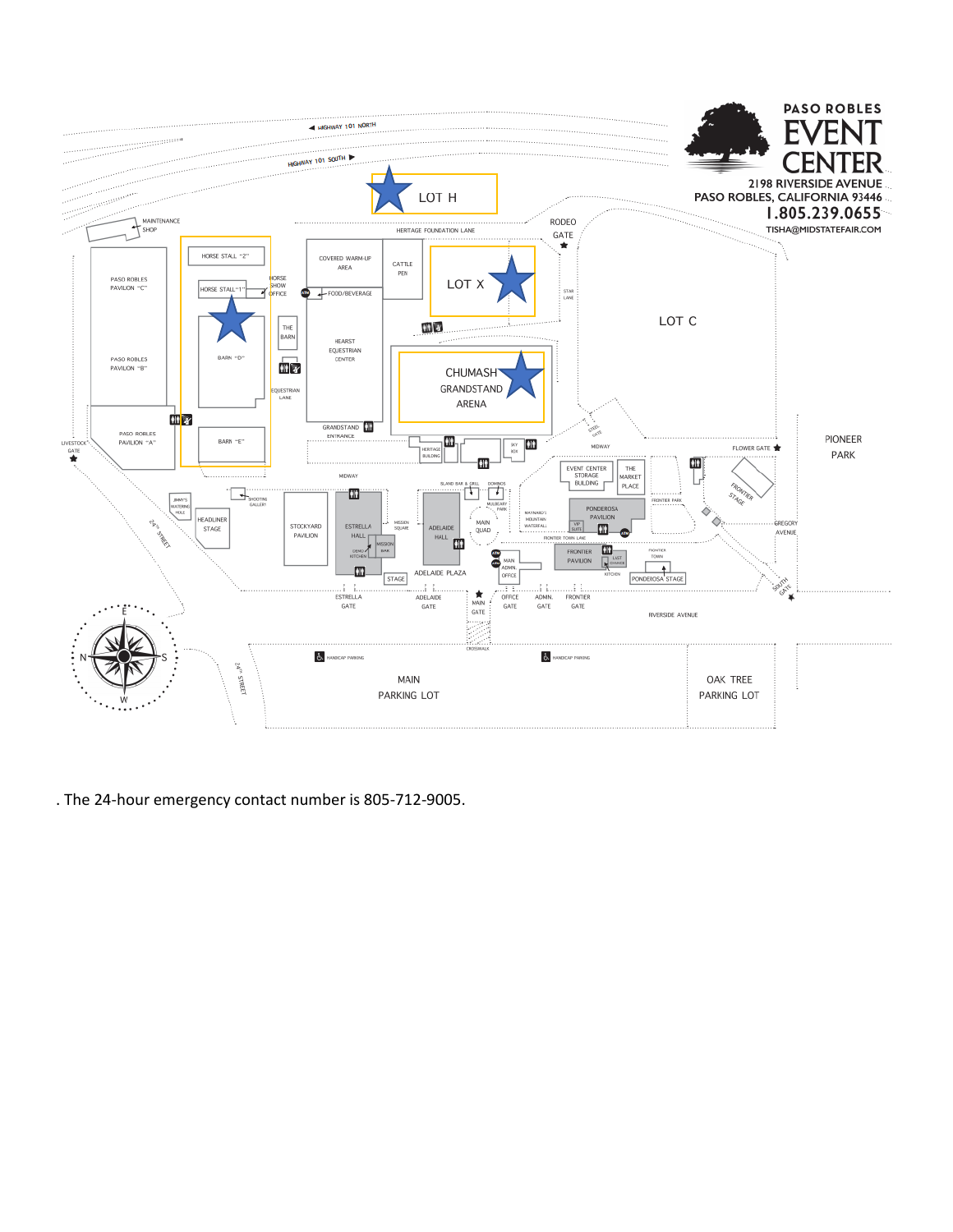PASO ROBLES

EVENT CENTER

2198 RIVERSIDE AVENUE
PASO ROBLES, CALIFORNIA 93446

1.805.239.0655

TISHA@MIDSTATEFAIR.COM

. The 24-hour emergency contact number is 805-712-9005.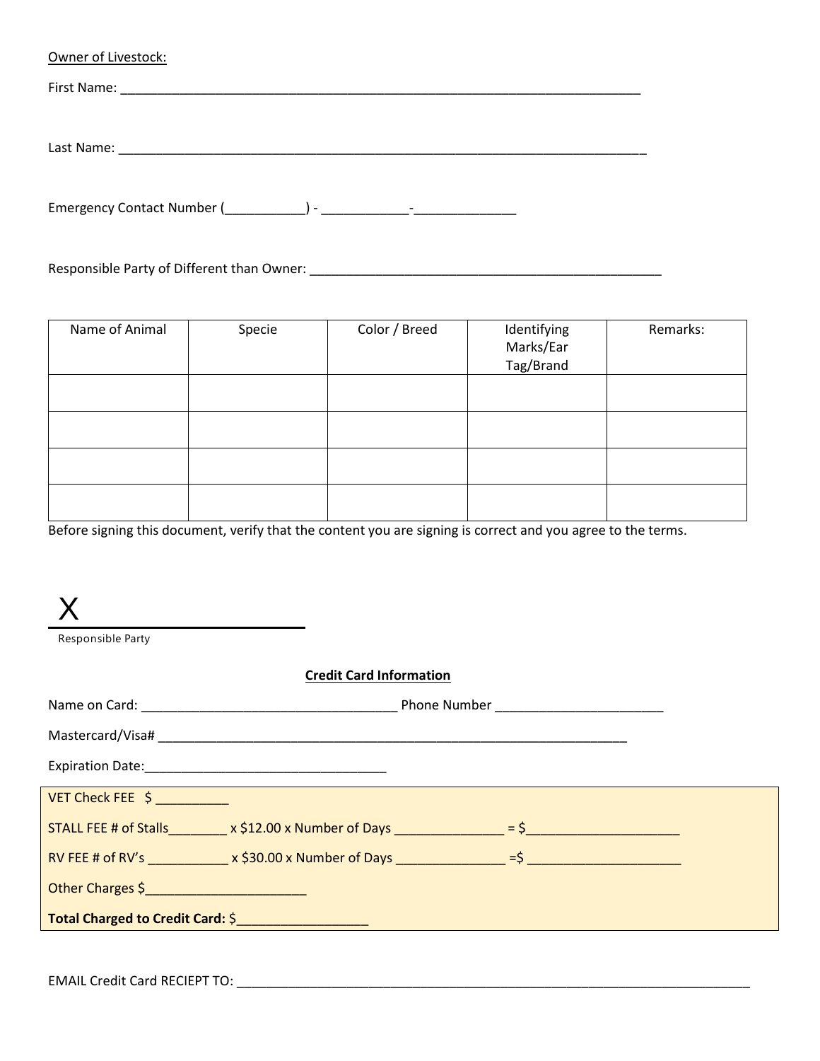Owner of Livestock:

First Name: ___________________________________________________________________________

Last Name: ____________________________________________________________________________

Emergency Contact Number (___________) - ____________-______________

Responsible Party of Different than Owner: ___________________________________________________

| Name of Animal | Specie | Color / Breed | Identifying Marks/Ear Tag/Brand | Remarks: |
|---|---|---|---|---|
| | | | | |
| | | | | |
| | | | | |
| | | | | |

Before signing this document, verify that the content you are signing is correct and you agree to the terms.

X ______________________________

Responsible Party

**Credit Card Information**

Name on Card: ____________________________________ Phone Number ________________________

Mastercard/Visa# ___________________________________________________________________

Expiration Date:__________________________________

VET Check FEE $ __________

STALL FEE # of Stalls________ x $12.00 x Number of Days _______________ = $______________________

RV FEE # of RV's ___________ x $30.00 x Number of Days _______________ =$ ______________________

Other Charges $______________________

**Total Charged to Credit Card:** $__________________

EMAIL Credit Card RECIEPT TO: __________________________________________________________________________